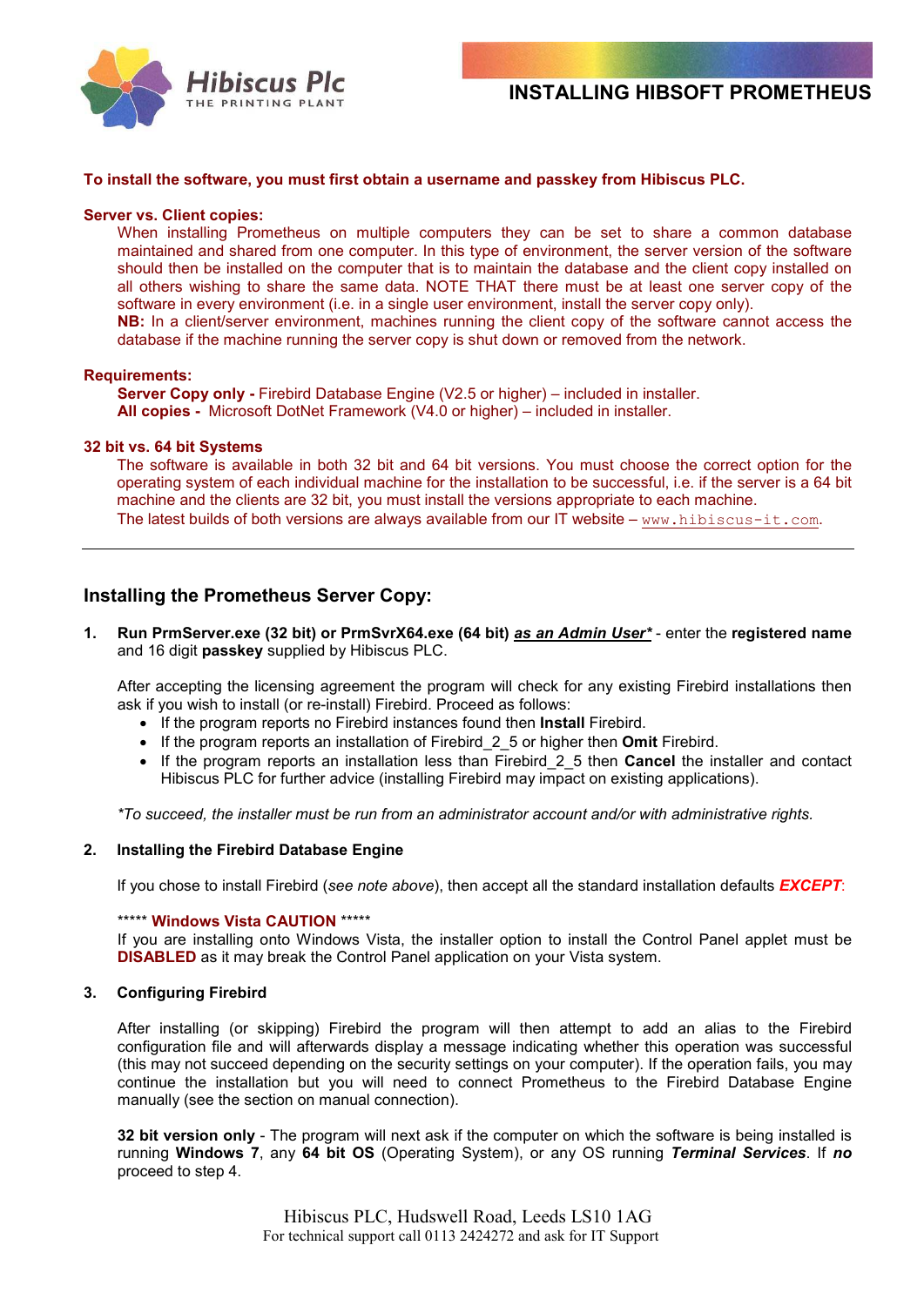# INSTALLING HIBSOFT PROMETHEUS

**To install the software, you must first obtain a username and passkey from Hibiscus PLC.**

**Server vs. Client copies:**

When installing Prometheus on multiple computers they can be set to share a common database maintained and shared from one computer. In this type of environment, the server version of the software should then be installed on the computer that is to maintain the database and the client copy installed on all others wishing to share the same data. NOTE THAT there must be at least one server copy of the software in every environment (i.e. in a single user environment, install the server copy only).
**NB:** In a client/server environment, machines running the client copy of the software cannot access the database if the machine running the server copy is shut down or removed from the network.

**Requirements:**

**Server Copy only -** Firebird Database Engine (V2.5 or higher) – included in installer.
**All copies -** Microsoft DotNet Framework (V4.0 or higher) – included in installer.

**32 bit vs. 64 bit Systems**

The software is available in both 32 bit and 64 bit versions. You must choose the correct option for the operating system of each individual machine for the installation to be successful, i.e. if the server is a 64 bit machine and the clients are 32 bit, you must install the versions appropriate to each machine.
The latest builds of both versions are always available from our IT website – www.hibiscus-it.com.

---

## Installing the Prometheus Server Copy:

**1. Run PrmServer.exe (32 bit) or PrmSvrX64.exe (64 bit) *as an Admin User** ** - enter the **registered name** and 16 digit **passkey** supplied by Hibiscus PLC.

After accepting the licensing agreement the program will check for any existing Firebird installations then ask if you wish to install (or re-install) Firebird. Proceed as follows:

- If the program reports no Firebird instances found then **Install** Firebird.
- If the program reports an installation of Firebird_2_5 or higher then **Omit** Firebird.
- If the program reports an installation less than Firebird_2_5 then **Cancel** the installer and contact Hibiscus PLC for further advice (installing Firebird may impact on existing applications).

*\*To succeed, the installer must be run from an administrator account and/or with administrative rights.*

**2. Installing the Firebird Database Engine**

If you chose to install Firebird (*see note above*), then accept all the standard installation defaults ***EXCEPT***:

\*\*\*\*\* **Windows Vista CAUTION** \*\*\*\*\*
If you are installing onto Windows Vista, the installer option to install the Control Panel applet must be **DISABLED** as it may break the Control Panel application on your Vista system.

**3. Configuring Firebird**

After installing (or skipping) Firebird the program will then attempt to add an alias to the Firebird configuration file and will afterwards display a message indicating whether this operation was successful (this may not succeed depending on the security settings on your computer). If the operation fails, you may continue the installation but you will need to connect Prometheus to the Firebird Database Engine manually (see the section on manual connection).

**32 bit version only** - The program will next ask if the computer on which the software is being installed is running **Windows 7**, any **64 bit OS** (Operating System), or any OS running ***Terminal Services***. If ***no*** proceed to step 4.

Hibiscus PLC, Hudswell Road, Leeds LS10 1AG
For technical support call 0113 2424272 and ask for IT Support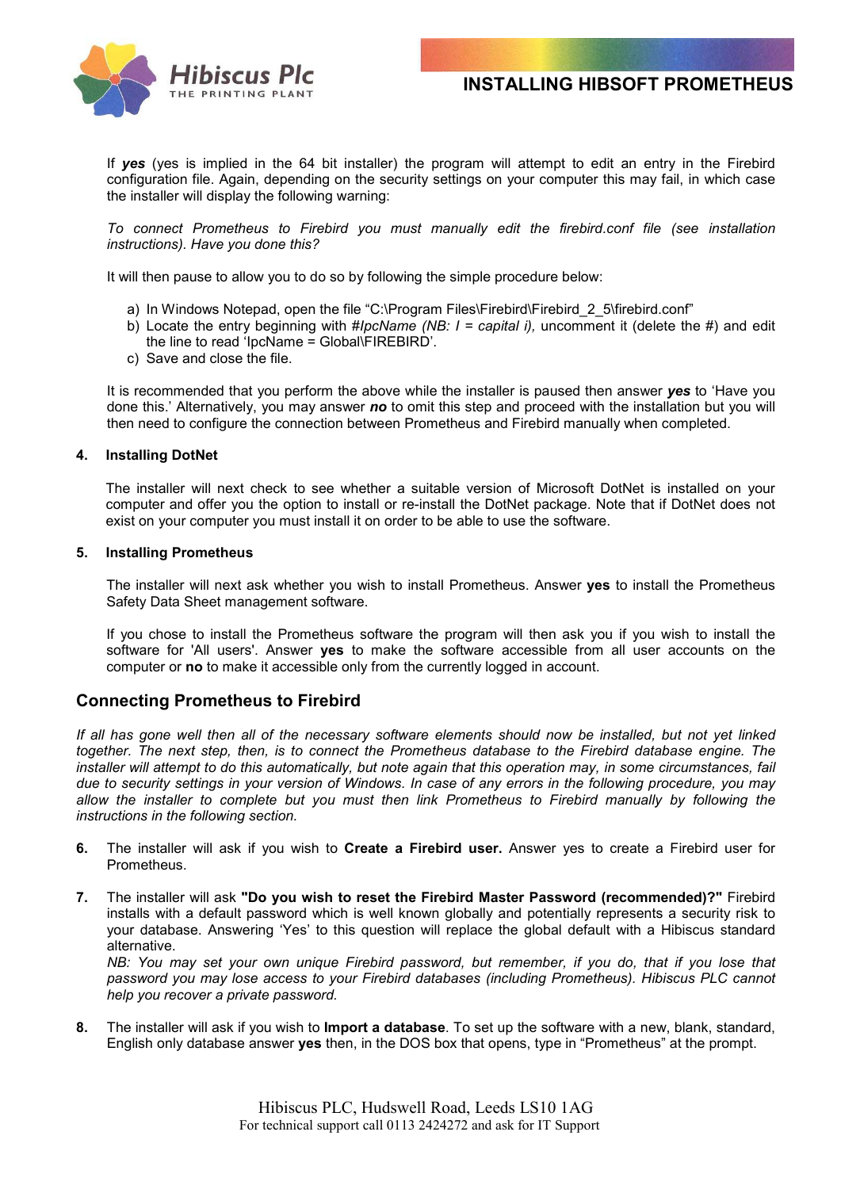If ***yes*** (yes is implied in the 64 bit installer) the program will attempt to edit an entry in the Firebird configuration file. Again, depending on the security settings on your computer this may fail, in which case the installer will display the following warning:

*To connect Prometheus to Firebird you must manually edit the firebird.conf file (see installation instructions). Have you done this?*

It will then pause to allow you to do so by following the simple procedure below:

a) In Windows Notepad, open the file "C:\Program Files\Firebird\Firebird_2_5\firebird.conf"
b) Locate the entry beginning with #*IpcName (NB: I = capital i),* uncomment it (delete the #) and edit the line to read 'IpcName = Global\FIREBIRD'.
c) Save and close the file.

It is recommended that you perform the above while the installer is paused then answer ***yes*** to 'Have you done this.' Alternatively, you may answer ***no*** to omit this step and proceed with the installation but you will then need to configure the connection between Prometheus and Firebird manually when completed.

**4. Installing DotNet**

The installer will next check to see whether a suitable version of Microsoft DotNet is installed on your computer and offer you the option to install or re-install the DotNet package. Note that if DotNet does not exist on your computer you must install it on order to be able to use the software.

**5. Installing Prometheus**

The installer will next ask whether you wish to install Prometheus. Answer **yes** to install the Prometheus Safety Data Sheet management software.

If you chose to install the Prometheus software the program will then ask you if you wish to install the software for 'All users'. Answer **yes** to make the software accessible from all user accounts on the computer or **no** to make it accessible only from the currently logged in account.

## Connecting Prometheus to Firebird

*If all has gone well then all of the necessary software elements should now be installed, but not yet linked together. The next step, then, is to connect the Prometheus database to the Firebird database engine. The installer will attempt to do this automatically, but note again that this operation may, in some circumstances, fail due to security settings in your version of Windows. In case of any errors in the following procedure, you may allow the installer to complete but you must then link Prometheus to Firebird manually by following the instructions in the following section.*

**6.** The installer will ask if you wish to **Create a Firebird user.** Answer yes to create a Firebird user for Prometheus.

**7.** The installer will ask **"Do you wish to reset the Firebird Master Password (recommended)?"** Firebird installs with a default password which is well known globally and potentially represents a security risk to your database. Answering 'Yes' to this question will replace the global default with a Hibiscus standard alternative.
*NB: You may set your own unique Firebird password, but remember, if you do, that if you lose that password you may lose access to your Firebird databases (including Prometheus). Hibiscus PLC cannot help you recover a private password.*

**8.** The installer will ask if you wish to **Import a database**. To set up the software with a new, blank, standard, English only database answer **yes** then, in the DOS box that opens, type in "Prometheus" at the prompt.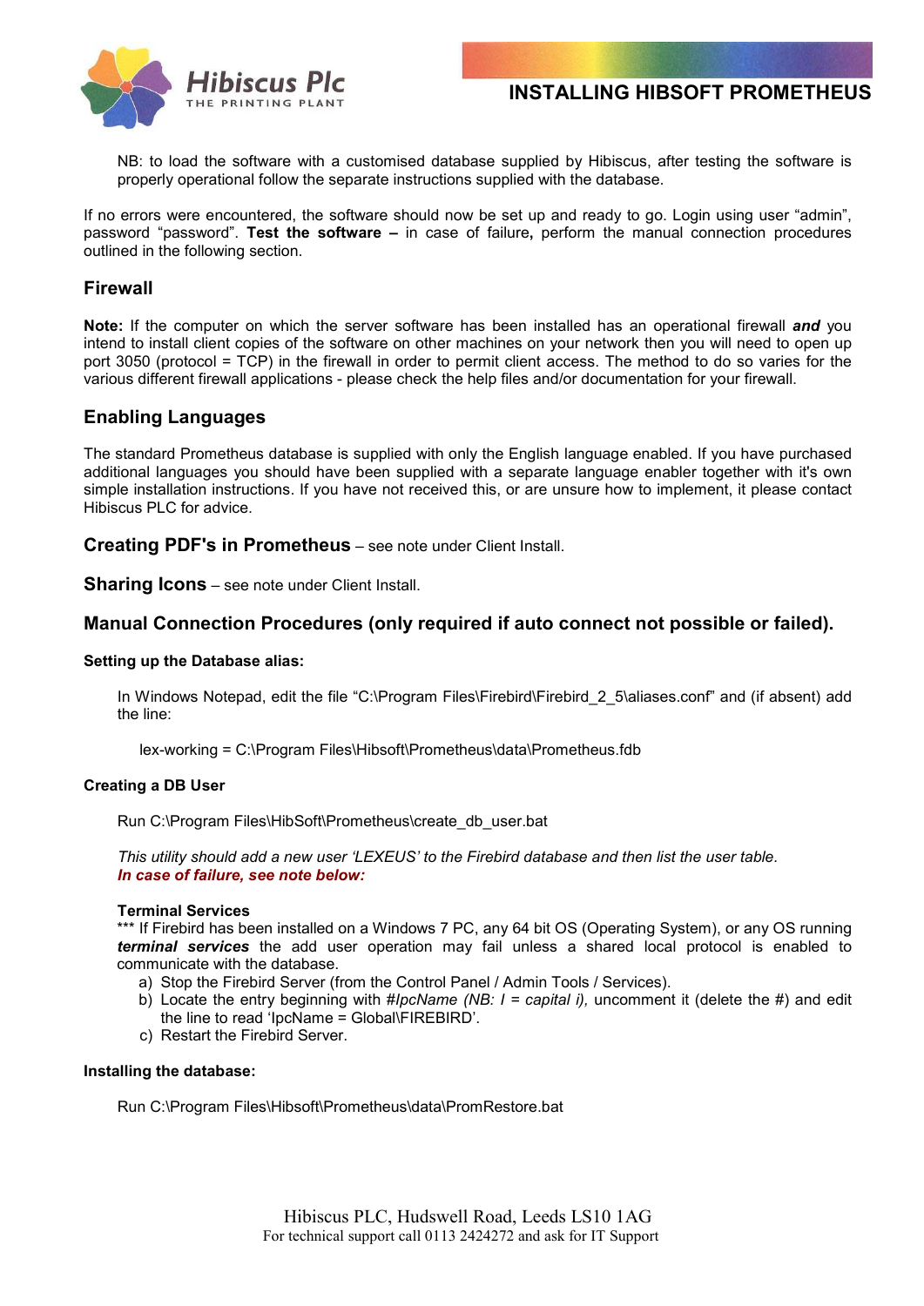NB: to load the software with a customised database supplied by Hibiscus, after testing the software is properly operational follow the separate instructions supplied with the database.

If no errors were encountered, the software should now be set up and ready to go. Login using user “admin”, password “password”. **Test the software –** in case of failure**,** perform the manual connection procedures outlined in the following section.

## Firewall

**Note:** If the computer on which the server software has been installed has an operational firewall ***and*** you intend to install client copies of the software on other machines on your network then you will need to open up port 3050 (protocol = TCP) in the firewall in order to permit client access. The method to do so varies for the various different firewall applications - please check the help files and/or documentation for your firewall.

## Enabling Languages

The standard Prometheus database is supplied with only the English language enabled. If you have purchased additional languages you should have been supplied with a separate language enabler together with it's own simple installation instructions. If you have not received this, or are unsure how to implement, it please contact Hibiscus PLC for advice.

## Creating PDF's in Prometheus – see note under Client Install.

## Sharing Icons – see note under Client Install.

## Manual Connection Procedures (only required if auto connect not possible or failed).

**Setting up the Database alias:**

In Windows Notepad, edit the file “C:\Program Files\Firebird\Firebird_2_5\aliases.conf” and (if absent) add the line:

lex-working = C:\Program Files\Hibsoft\Prometheus\data\Prometheus.fdb

**Creating a DB User**

Run C:\Program Files\HibSoft\Prometheus\create_db_user.bat

*This utility should add a new user ‘LEXEUS’ to the Firebird database and then list the user table.*
***In case of failure, see note below:***

**Terminal Services**
*** If Firebird has been installed on a Windows 7 PC, any 64 bit OS (Operating System), or any OS running ***terminal services*** the add user operation may fail unless a shared local protocol is enabled to communicate with the database.

a) Stop the Firebird Server (from the Control Panel / Admin Tools / Services).
b) Locate the entry beginning with #*IpcName (NB: I = capital i),* uncomment it (delete the #) and edit the line to read ‘IpcName = Global\FIREBIRD’.
c) Restart the Firebird Server.

**Installing the database:**

Run C:\Program Files\Hibsoft\Prometheus\data\PromRestore.bat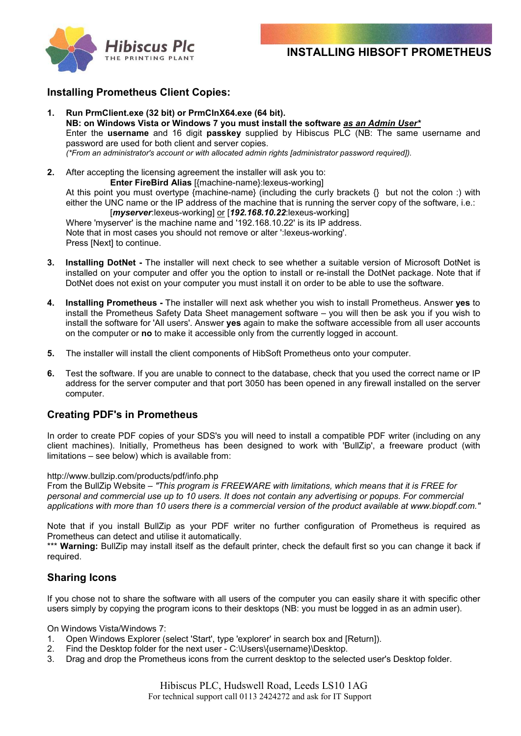# INSTALLING HIBSOFT PROMETHEUS

## Installing Prometheus Client Copies:

1. **Run PrmClient.exe (32 bit) or PrmClnX64.exe (64 bit).**
   **NB: on Windows Vista or Windows 7 you must install the software *as an Admin User**\***
   Enter the **username** and 16 digit **passkey** supplied by Hibiscus PLC (NB: The same username and password are used for both client and server copies.
   *(\*From an administrator's account or with allocated admin rights [administrator password required]).*

2. After accepting the licensing agreement the installer will ask you to:
   **Enter FireBird Alias** [{machine-name}:lexeus-working]
   At this point you must overtype {machine-name} (including the curly brackets {} but not the colon :) with either the UNC name or the IP address of the machine that is running the server copy of the software, i.e.:
   [***myserver***:lexeus-working] <u>or</u> [***192.168.10.22***:lexeus-working]
   Where 'myserver' is the machine name and '192.168.10.22' is its IP address.
   Note that in most cases you should not remove or alter ':lexeus-working'.
   Press [Next] to continue.

3. **Installing DotNet -** The installer will next check to see whether a suitable version of Microsoft DotNet is installed on your computer and offer you the option to install or re-install the DotNet package. Note that if DotNet does not exist on your computer you must install it on order to be able to use the software.

4. **Installing Prometheus -** The installer will next ask whether you wish to install Prometheus. Answer **yes** to install the Prometheus Safety Data Sheet management software – you will then be ask you if you wish to install the software for 'All users'. Answer **yes** again to make the software accessible from all user accounts on the computer or **no** to make it accessible only from the currently logged in account.

5. The installer will install the client components of HibSoft Prometheus onto your computer.

6. Test the software. If you are unable to connect to the database, check that you used the correct name or IP address for the server computer and that port 3050 has been opened in any firewall installed on the server computer.

## Creating PDF's in Prometheus

In order to create PDF copies of your SDS's you will need to install a compatible PDF writer (including on any client machines). Initially, Prometheus has been designed to work with 'BullZip', a freeware product (with limitations – see below) which is available from:

http://www.bullzip.com/products/pdf/info.php
From the BullZip Website – *"This program is FREEWARE with limitations, which means that it is FREE for personal and commercial use up to 10 users. It does not contain any advertising or popups. For commercial applications with more than 10 users there is a commercial version of the product available at www.biopdf.com."*

Note that if you install BullZip as your PDF writer no further configuration of Prometheus is required as Prometheus can detect and utilise it automatically.
\*\*\* **Warning:** BullZip may install itself as the default printer, check the default first so you can change it back if required.

## Sharing Icons

If you chose not to share the software with all users of the computer you can easily share it with specific other users simply by copying the program icons to their desktops (NB: you must be logged in as an admin user).

On Windows Vista/Windows 7:

1. Open Windows Explorer (select 'Start', type 'explorer' in search box and [Return]).
2. Find the Desktop folder for the next user - C:\Users\{username}\Desktop.
3. Drag and drop the Prometheus icons from the current desktop to the selected user's Desktop folder.

Hibiscus PLC, Hudswell Road, Leeds LS10 1AG
For technical support call 0113 2424272 and ask for IT Support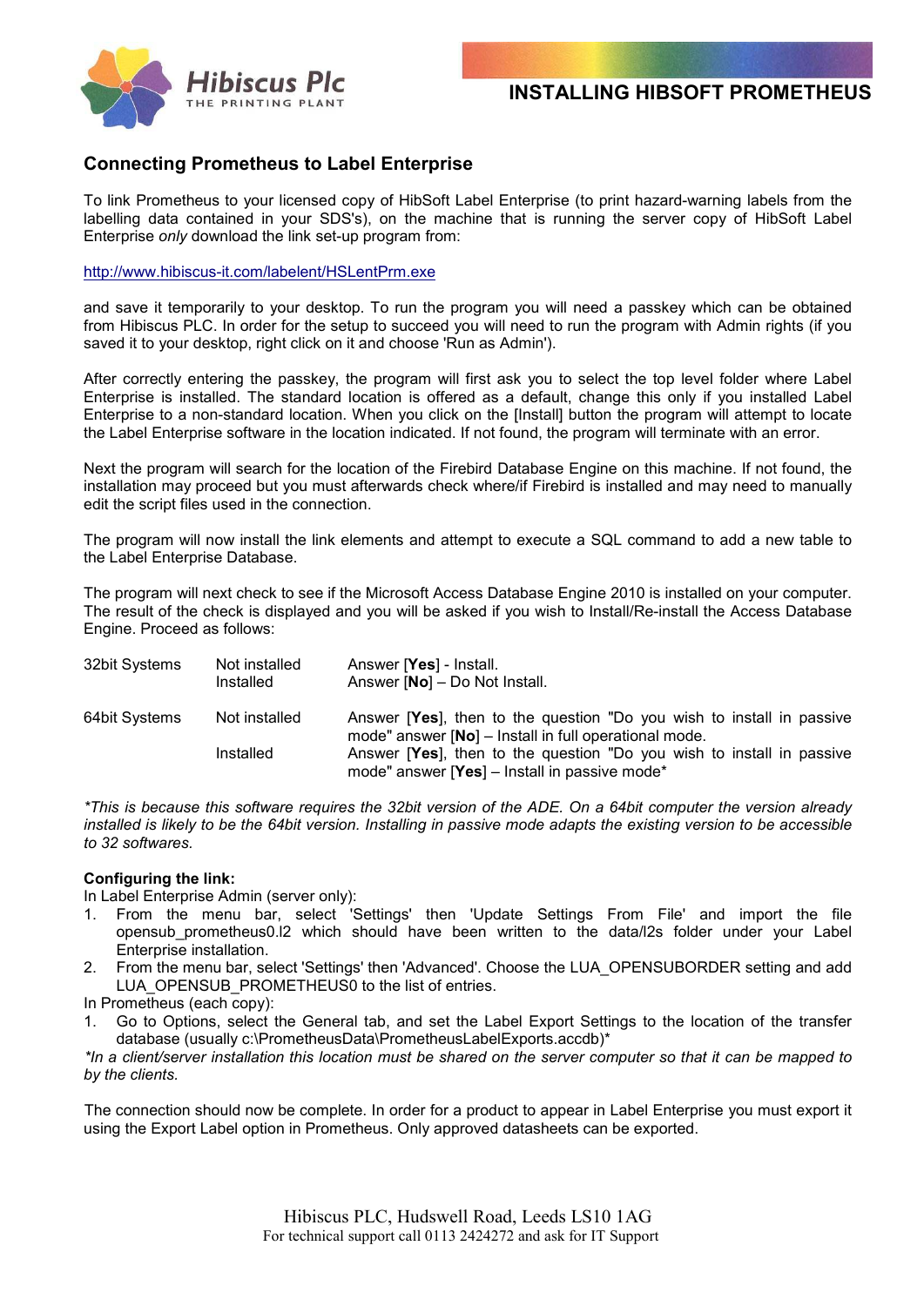## Connecting Prometheus to Label Enterprise

To link Prometheus to your licensed copy of HibSoft Label Enterprise (to print hazard-warning labels from the labelling data contained in your SDS's), on the machine that is running the server copy of HibSoft Label Enterprise *only* download the link set-up program from:

http://www.hibiscus-it.com/labelent/HSLentPrm.exe

and save it temporarily to your desktop. To run the program you will need a passkey which can be obtained from Hibiscus PLC. In order for the setup to succeed you will need to run the program with Admin rights (if you saved it to your desktop, right click on it and choose 'Run as Admin').

After correctly entering the passkey, the program will first ask you to select the top level folder where Label Enterprise is installed. The standard location is offered as a default, change this only if you installed Label Enterprise to a non-standard location. When you click on the [Install] button the program will attempt to locate the Label Enterprise software in the location indicated. If not found, the program will terminate with an error.

Next the program will search for the location of the Firebird Database Engine on this machine. If not found, the installation may proceed but you must afterwards check where/if Firebird is installed and may need to manually edit the script files used in the connection.

The program will now install the link elements and attempt to execute a SQL command to add a new table to the Label Enterprise Database.

The program will next check to see if the Microsoft Access Database Engine 2010 is installed on your computer. The result of the check is displayed and you will be asked if you wish to Install/Re-install the Access Database Engine. Proceed as follows:

| | | |
|---|---|---|
| 32bit Systems | Not installed | Answer [**Yes**] - Install. |
| | Installed | Answer [**No**] – Do Not Install. |
| 64bit Systems | Not installed | Answer [**Yes**], then to the question "Do you wish to install in passive mode" answer [**No**] – Install in full operational mode. |
| | Installed | Answer [**Yes**], then to the question "Do you wish to install in passive mode" answer [**Yes**] – Install in passive mode* |

*\*This is because this software requires the 32bit version of the ADE. On a 64bit computer the version already installed is likely to be the 64bit version. Installing in passive mode adapts the existing version to be accessible to 32 softwares.*

**Configuring the link:**

In Label Enterprise Admin (server only):

1. From the menu bar, select 'Settings' then 'Update Settings From File' and import the file opensub_prometheus0.l2 which should have been written to the data/l2s folder under your Label Enterprise installation.
2. From the menu bar, select 'Settings' then 'Advanced'. Choose the LUA_OPENSUBORDER setting and add LUA_OPENSUB_PROMETHEUS0 to the list of entries.

In Prometheus (each copy):

1. Go to Options, select the General tab, and set the Label Export Settings to the location of the transfer database (usually c:\PrometheusData\PrometheusLabelExports.accdb)*

*\*In a client/server installation this location must be shared on the server computer so that it can be mapped to by the clients.*

The connection should now be complete. In order for a product to appear in Label Enterprise you must export it using the Export Label option in Prometheus. Only approved datasheets can be exported.